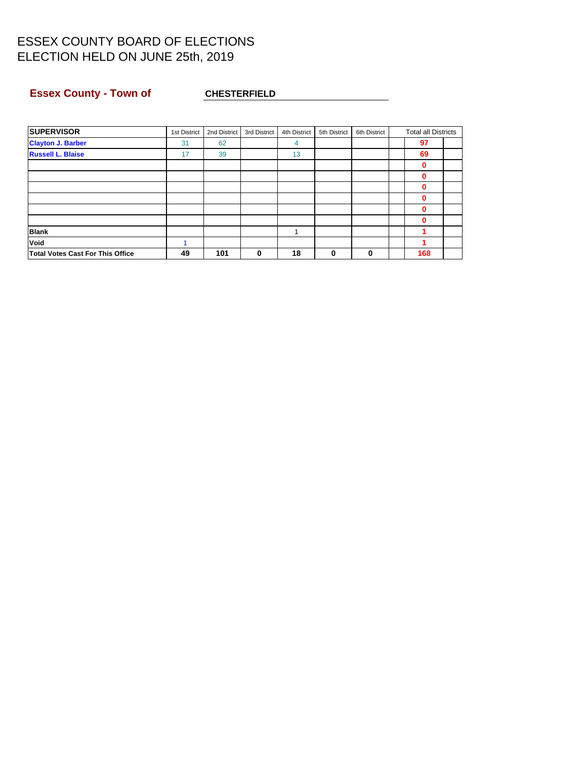# ESSEX COUNTY BOARD OF ELECTIONS
# ELECTION HELD ON JUNE 25th, 2019

**Essex County - Town of** **CHESTERFIELD**

| SUPERVISOR | 1st District | 2nd District | 3rd District | 4th District | 5th District | 6th District | Total all Districts |
|---|---|---|---|---|---|---|---|
| **Clayton J. Barber** | 31 | 62 | | 4 | | | 97 |
| **Russell L. Blaise** | 17 | 39 | | 13 | | | 69 |
| | | | | | | | 0 |
| | | | | | | | 0 |
| | | | | | | | 0 |
| | | | | | | | 0 |
| | | | | | | | 0 |
| | | | | | | | 0 |
| **Blank** | | | | 1 | | | 1 |
| **Void** | 1 | | | | | | 1 |
| **Total Votes Cast For This Office** | 49 | 101 | 0 | 18 | 0 | 0 | 168 |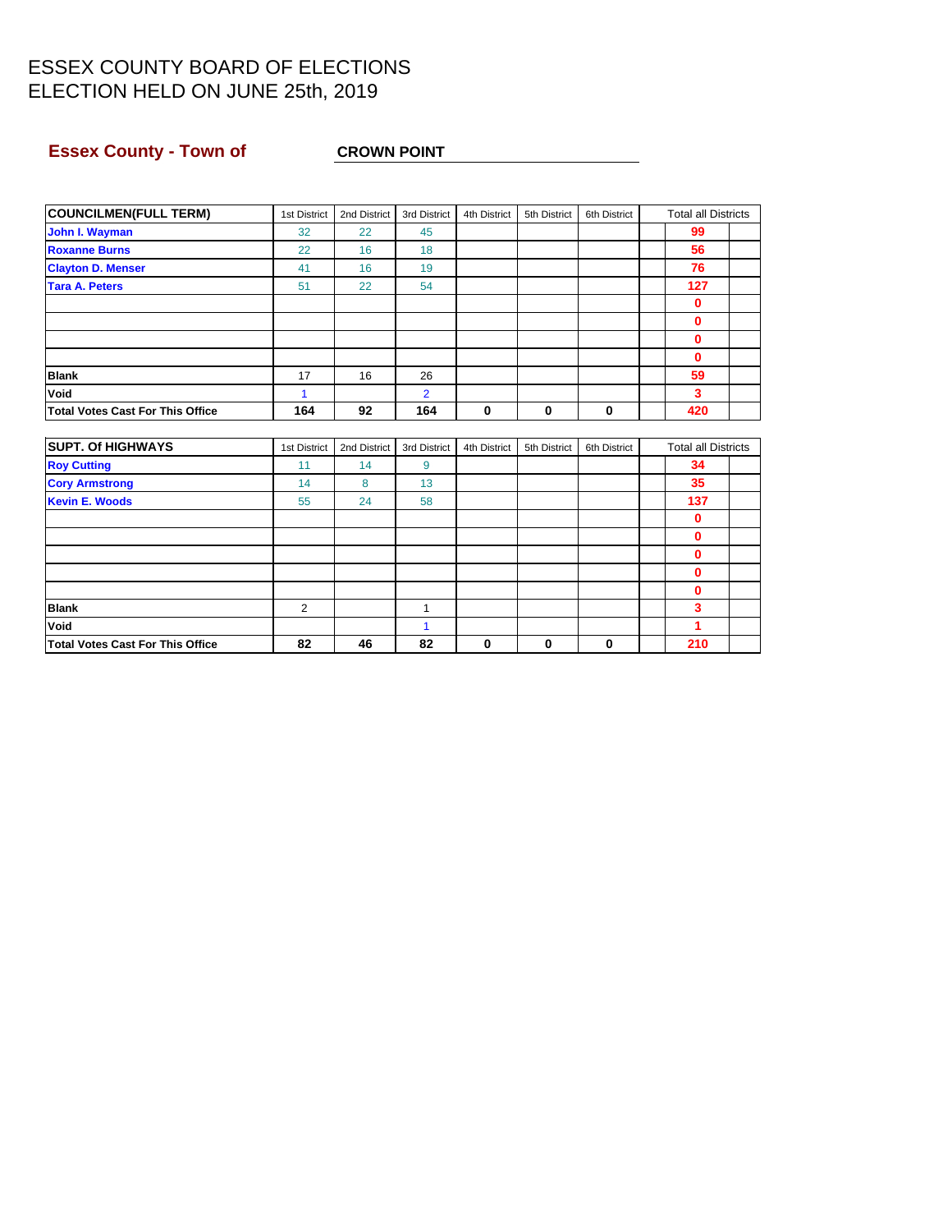# ESSEX COUNTY BOARD OF ELECTIONS
# ELECTION HELD ON JUNE 25th, 2019

## Essex County - Town of CROWN POINT

| COUNCILMEN(FULL TERM) | 1st District | 2nd District | 3rd District | 4th District | 5th District | 6th District | Total all Districts |
|---|---|---|---|---|---|---|---|
| John I. Wayman | 32 | 22 | 45 | | | | 99 |
| Roxanne Burns | 22 | 16 | 18 | | | | 56 |
| Clayton D. Menser | 41 | 16 | 19 | | | | 76 |
| Tara A. Peters | 51 | 22 | 54 | | | | 127 |
| | | | | | | | 0 |
| | | | | | | | 0 |
| | | | | | | | 0 |
| | | | | | | | 0 |
| Blank | 17 | 16 | 26 | | | | 59 |
| Void | 1 | | 2 | | | | 3 |
| Total Votes Cast For This Office | 164 | 92 | 164 | 0 | 0 | 0 | 420 |

| SUPT. Of HIGHWAYS | 1st District | 2nd District | 3rd District | 4th District | 5th District | 6th District | Total all Districts |
|---|---|---|---|---|---|---|---|
| Roy Cutting | 11 | 14 | 9 | | | | 34 |
| Cory Armstrong | 14 | 8 | 13 | | | | 35 |
| Kevin E. Woods | 55 | 24 | 58 | | | | 137 |
| | | | | | | | 0 |
| | | | | | | | 0 |
| | | | | | | | 0 |
| | | | | | | | 0 |
| | | | | | | | 0 |
| Blank | 2 | | 1 | | | | 3 |
| Void | | | 1 | | | | 1 |
| Total Votes Cast For This Office | 82 | 46 | 82 | 0 | 0 | 0 | 210 |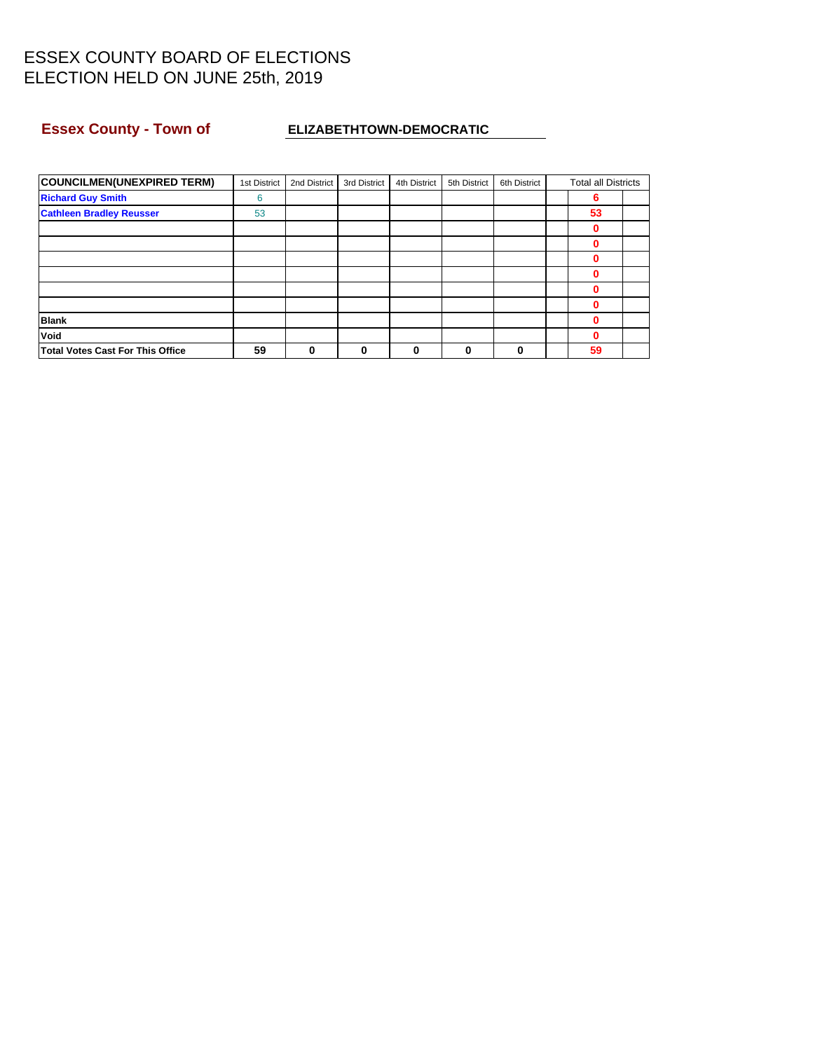# ESSEX COUNTY BOARD OF ELECTIONS
# ELECTION HELD ON JUNE 25th, 2019

**Essex County - Town of** **ELIZABETHTOWN-DEMOCRATIC**

| COUNCILMEN(UNEXPIRED TERM) | 1st District | 2nd District | 3rd District | 4th District | 5th District | 6th District | | Total all Districts | |
|---|---|---|---|---|---|---|---|---|---|
| **Richard Guy Smith** | 6 | | | | | | | **6** | |
| **Cathleen Bradley Reusser** | 53 | | | | | | | **53** | |
| | | | | | | | | **0** | |
| | | | | | | | | **0** | |
| | | | | | | | | **0** | |
| | | | | | | | | **0** | |
| | | | | | | | | **0** | |
| | | | | | | | | **0** | |
| **Blank** | | | | | | | | **0** | |
| **Void** | | | | | | | | **0** | |
| **Total Votes Cast For This Office** | **59** | **0** | **0** | **0** | **0** | **0** | | **59** | |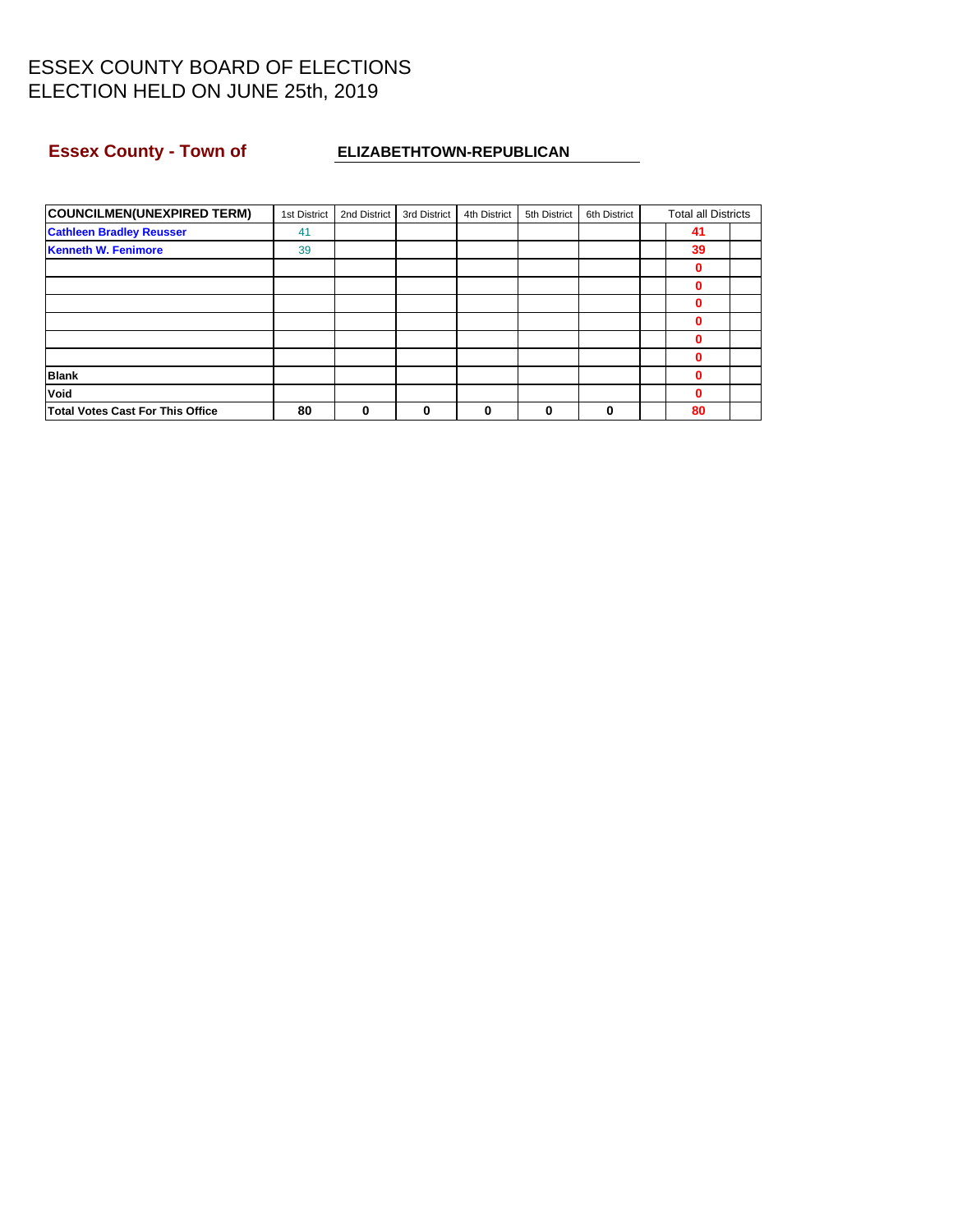# ESSEX COUNTY BOARD OF ELECTIONS
# ELECTION HELD ON JUNE 25th, 2019

**Essex County - Town of** **ELIZABETHTOWN-REPUBLICAN**

| COUNCILMEN(UNEXPIRED TERM) | 1st District | 2nd District | 3rd District | 4th District | 5th District | 6th District | Total all Districts |
|---|---|---|---|---|---|---|---|
| **Cathleen Bradley Reusser** | 41 | | | | | | **41** |
| **Kenneth W. Fenimore** | 39 | | | | | | **39** |
| | | | | | | | **0** |
| | | | | | | | **0** |
| | | | | | | | **0** |
| | | | | | | | **0** |
| | | | | | | | **0** |
| | | | | | | | **0** |
| **Blank** | | | | | | | **0** |
| **Void** | | | | | | | **0** |
| **Total Votes Cast For This Office** | **80** | **0** | **0** | **0** | **0** | **0** | **80** |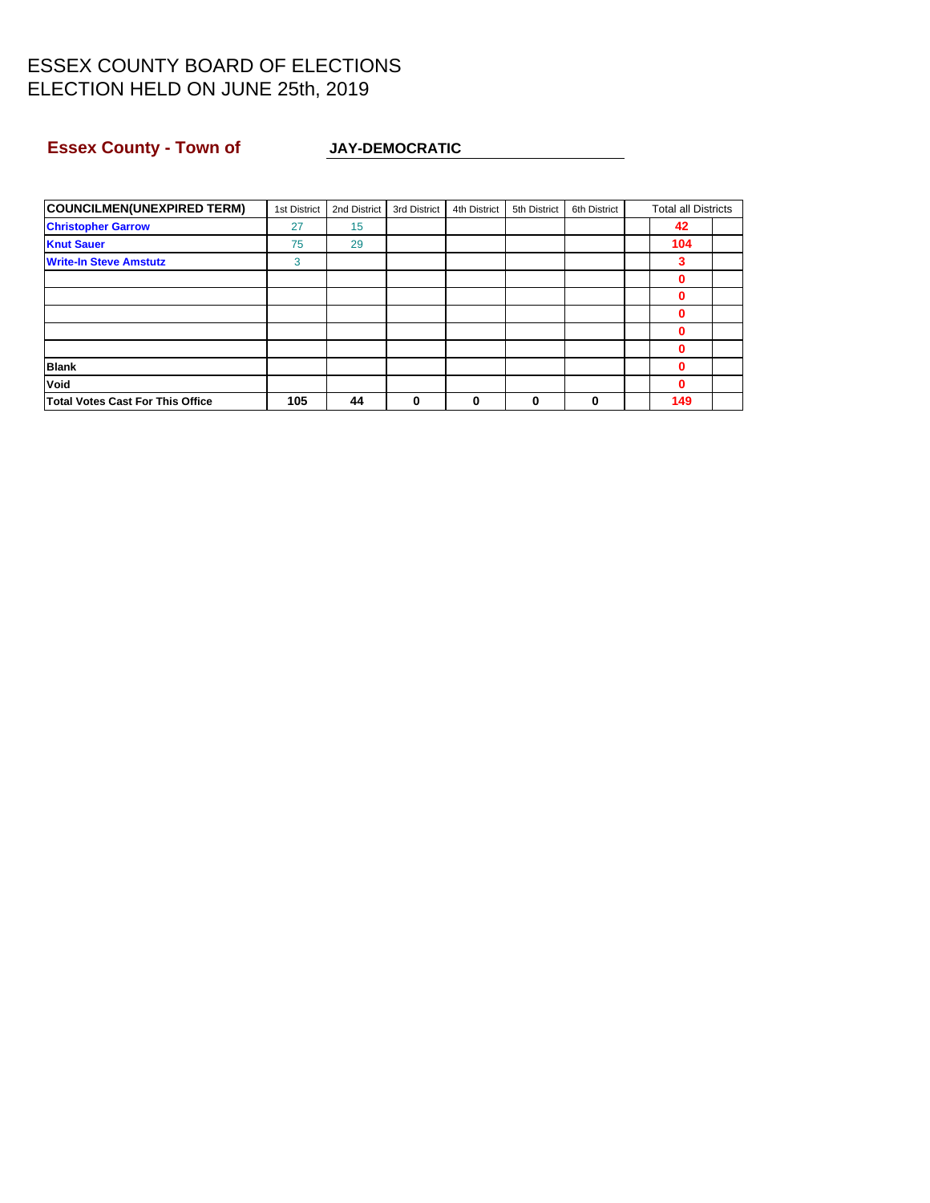# ESSEX COUNTY BOARD OF ELECTIONS
# ELECTION HELD ON JUNE 25th, 2019

**Essex County - Town of** **JAY-DEMOCRATIC**

| COUNCILMEN(UNEXPIRED TERM) | 1st District | 2nd District | 3rd District | 4th District | 5th District | 6th District | Total all Districts |
|---|---|---|---|---|---|---|---|
| **Christopher Garrow** | 27 | 15 | | | | | **42** |
| **Knut Sauer** | 75 | 29 | | | | | **104** |
| **Write-In Steve Amstutz** | 3 | | | | | | **3** |
| | | | | | | | **0** |
| | | | | | | | **0** |
| | | | | | | | **0** |
| | | | | | | | **0** |
| | | | | | | | **0** |
| **Blank** | | | | | | | **0** |
| **Void** | | | | | | | **0** |
| **Total Votes Cast For This Office** | **105** | **44** | **0** | **0** | **0** | **0** | **149** |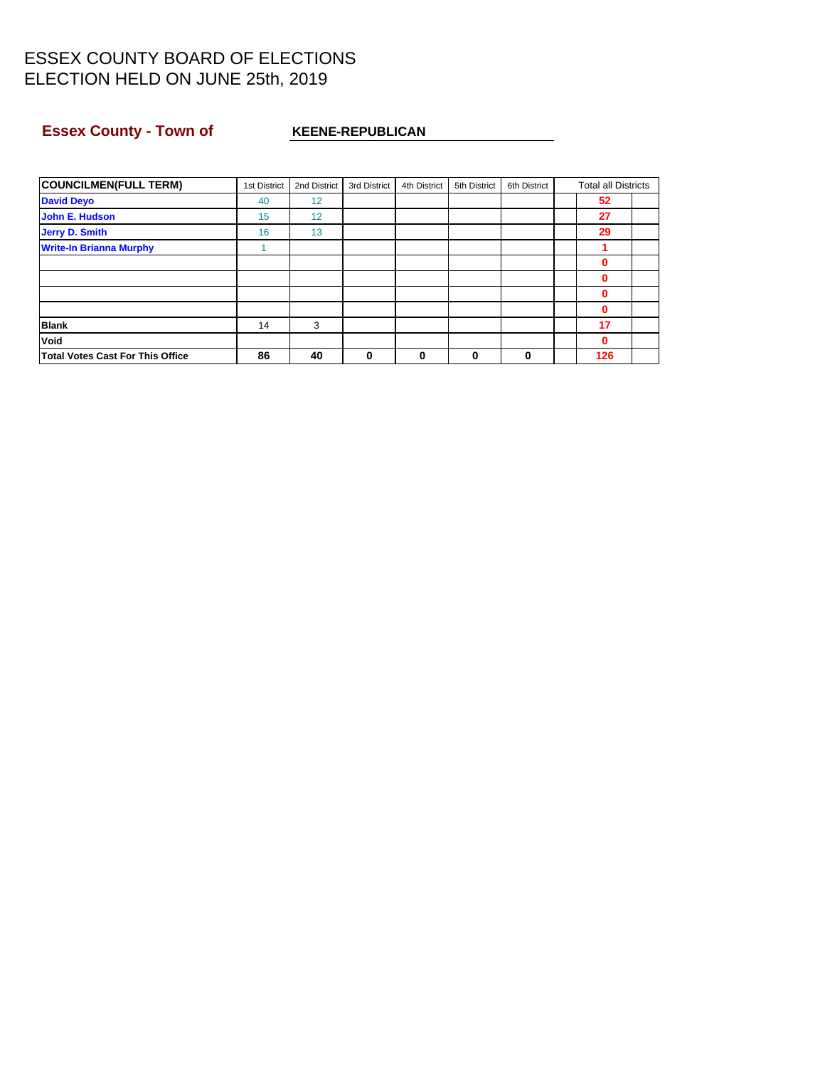# ESSEX COUNTY BOARD OF ELECTIONS
# ELECTION HELD ON JUNE 25th, 2019

**Essex County - Town of** **KEENE-REPUBLICAN**

| COUNCILMEN(FULL TERM) | 1st District | 2nd District | 3rd District | 4th District | 5th District | 6th District | Total all Districts |
|---|---|---|---|---|---|---|---|
| **David Deyo** | 40 | 12 | | | | | **52** |
| **John E. Hudson** | 15 | 12 | | | | | **27** |
| **Jerry D. Smith** | 16 | 13 | | | | | **29** |
| **Write-In Brianna Murphy** | 1 | | | | | | **1** |
| | | | | | | | **0** |
| | | | | | | | **0** |
| | | | | | | | **0** |
| | | | | | | | **0** |
| **Blank** | 14 | 3 | | | | | **17** |
| **Void** | | | | | | | **0** |
| **Total Votes Cast For This Office** | **86** | **40** | **0** | **0** | **0** | **0** | **126** |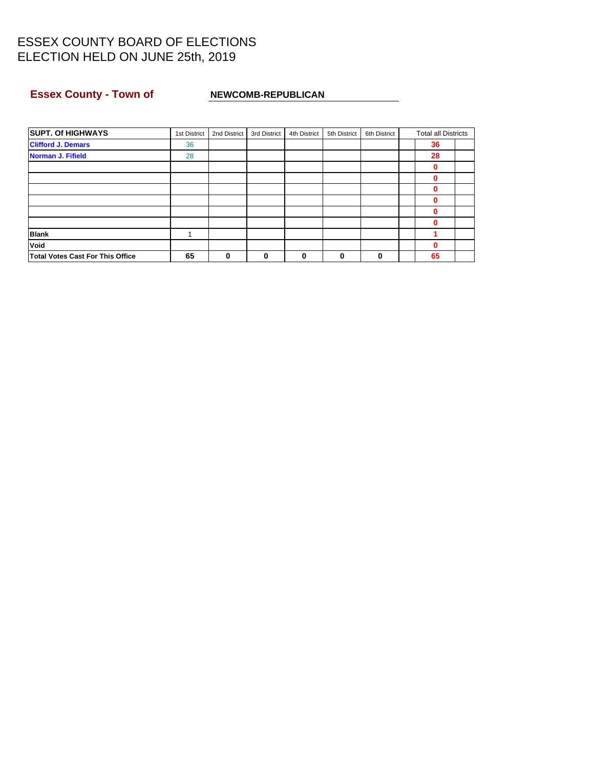# ESSEX COUNTY BOARD OF ELECTIONS
# ELECTION HELD ON JUNE 25th, 2019

**Essex County - Town of** **NEWCOMB-REPUBLICAN**

| SUPT. Of HIGHWAYS | 1st District | 2nd District | 3rd District | 4th District | 5th District | 6th District | Total all Districts |
|---|---|---|---|---|---|---|---|
| **Clifford J. Demars** | 36 | | | | | | **36** |
| **Norman J. Fifield** | 28 | | | | | | **28** |
| | | | | | | | **0** |
| | | | | | | | **0** |
| | | | | | | | **0** |
| | | | | | | | **0** |
| | | | | | | | **0** |
| | | | | | | | **0** |
| **Blank** | 1 | | | | | | **1** |
| **Void** | | | | | | | **0** |
| **Total Votes Cast For This Office** | **65** | **0** | **0** | **0** | **0** | **0** | **65** |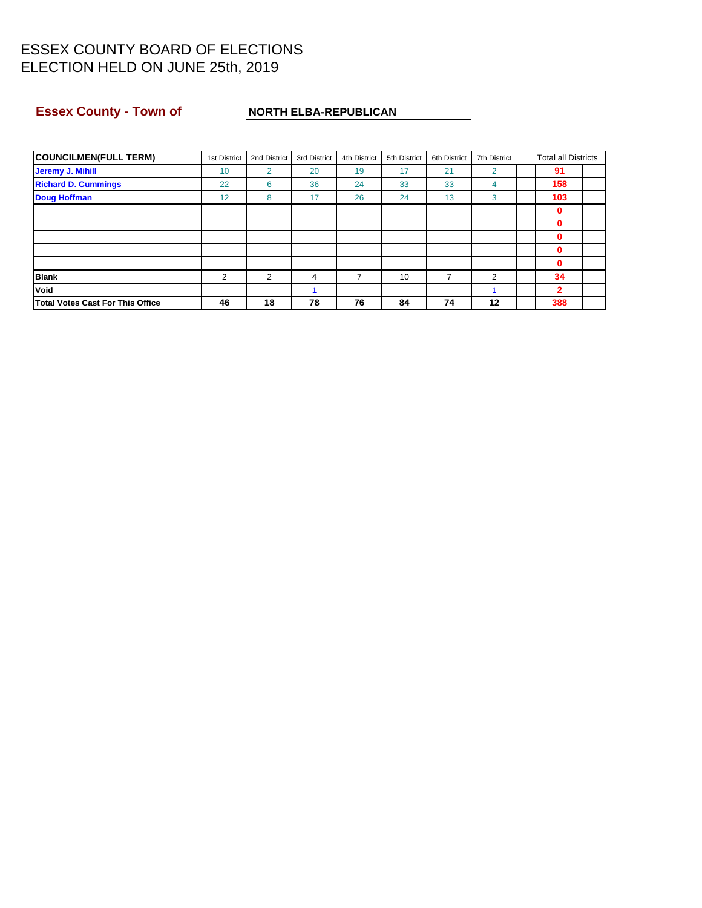# ESSEX COUNTY BOARD OF ELECTIONS
# ELECTION HELD ON JUNE 25th, 2019

**Essex County - Town of** **NORTH ELBA-REPUBLICAN**

| COUNCILMEN(FULL TERM) | 1st District | 2nd District | 3rd District | 4th District | 5th District | 6th District | 7th District | | Total all Districts | |
|---|---|---|---|---|---|---|---|---|---|---|
| Jeremy J. Mihill | 10 | 2 | 20 | 19 | 17 | 21 | 2 | | 91 | |
| Richard D. Cummings | 22 | 6 | 36 | 24 | 33 | 33 | 4 | | 158 | |
| Doug Hoffman | 12 | 8 | 17 | 26 | 24 | 13 | 3 | | 103 | |
| | | | | | | | | | 0 | |
| | | | | | | | | | 0 | |
| | | | | | | | | | 0 | |
| | | | | | | | | | 0 | |
| | | | | | | | | | 0 | |
| Blank | 2 | 2 | 4 | 7 | 10 | 7 | 2 | | 34 | |
| Void | | | 1 | | | | 1 | | 2 | |
| Total Votes Cast For This Office | 46 | 18 | 78 | 76 | 84 | 74 | 12 | | 388 | |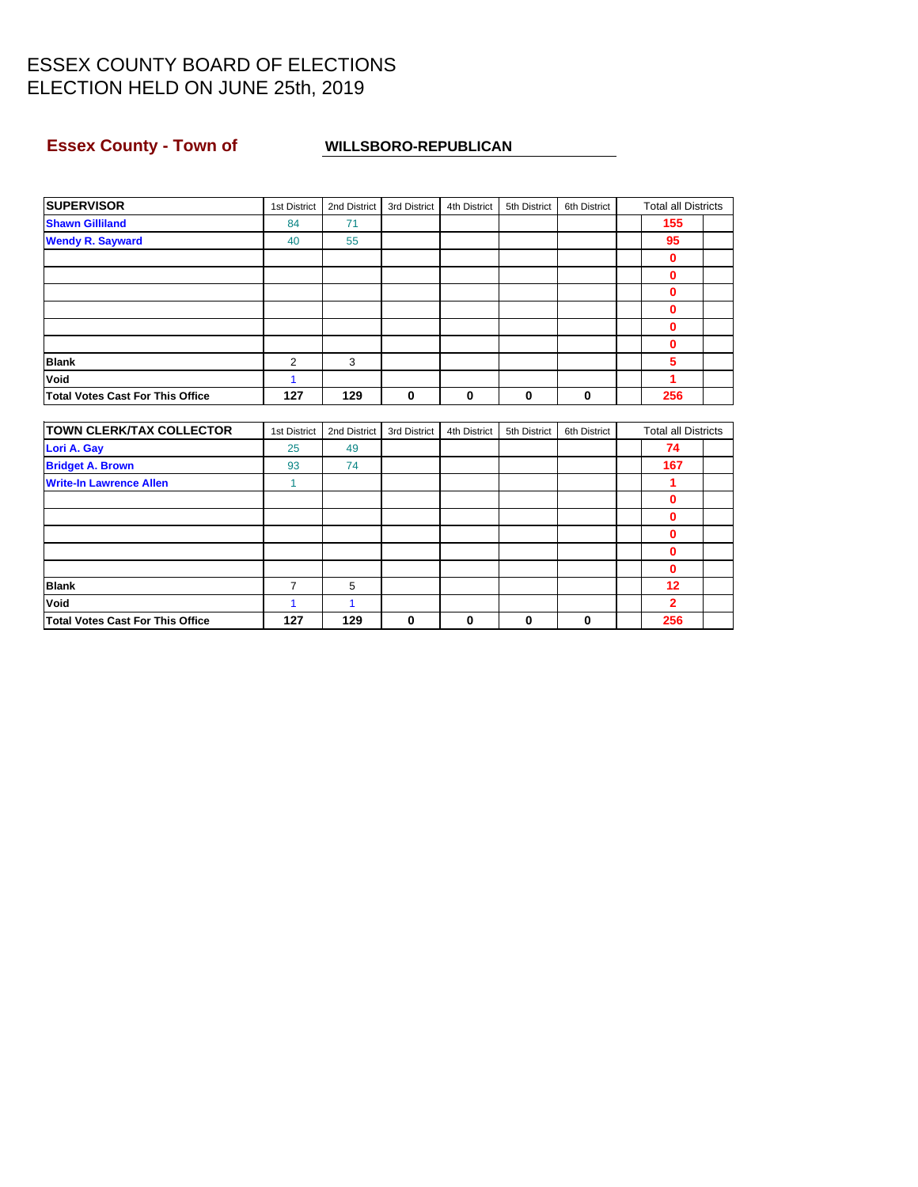ESSEX COUNTY BOARD OF ELECTIONS
ELECTION HELD ON JUNE 25th, 2019

**Essex County - Town of** **WILLSBORO-REPUBLICAN**

| SUPERVISOR | 1st District | 2nd District | 3rd District | 4th District | 5th District | 6th District | Total all Districts |
|---|---|---|---|---|---|---|---|
| Shawn Gilliland | 84 | 71 | | | | | 155 |
| Wendy R. Sayward | 40 | 55 | | | | | 95 |
| | | | | | | | 0 |
| | | | | | | | 0 |
| | | | | | | | 0 |
| | | | | | | | 0 |
| | | | | | | | 0 |
| | | | | | | | 0 |
| Blank | 2 | 3 | | | | | 5 |
| Void | 1 | | | | | | 1 |
| Total Votes Cast For This Office | 127 | 129 | 0 | 0 | 0 | 0 | 256 |

| TOWN CLERK/TAX COLLECTOR | 1st District | 2nd District | 3rd District | 4th District | 5th District | 6th District | Total all Districts |
|---|---|---|---|---|---|---|---|
| Lori A. Gay | 25 | 49 | | | | | 74 |
| Bridget A. Brown | 93 | 74 | | | | | 167 |
| Write-In Lawrence Allen | 1 | | | | | | 1 |
| | | | | | | | 0 |
| | | | | | | | 0 |
| | | | | | | | 0 |
| | | | | | | | 0 |
| | | | | | | | 0 |
| Blank | 7 | 5 | | | | | 12 |
| Void | 1 | 1 | | | | | 2 |
| Total Votes Cast For This Office | 127 | 129 | 0 | 0 | 0 | 0 | 256 |